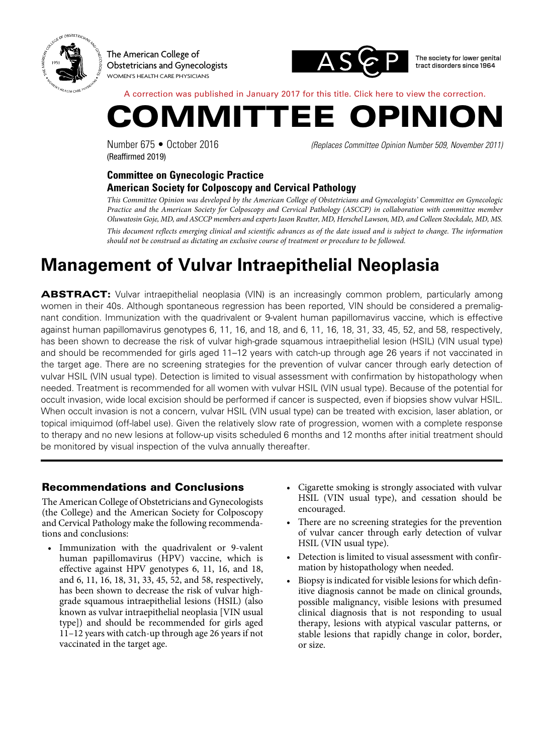The American College of Obstetricians and Gynecologists
WOMEN'S HEALTH CARE PHYSICIANS

ASCCP — The society for lower genital tract disorders since 1964

A correction was published in January 2017 for this title. Click here to view the correction.

# COMMITTEE OPINION

Number 675 • October 2016 (Reaffirmed 2019)

*(Replaces Committee Opinion Number 509, November 2011)*

**Committee on Gynecologic Practice**
**American Society for Colposcopy and Cervical Pathology**

*This Committee Opinion was developed by the American College of Obstetricians and Gynecologists' Committee on Gynecologic Practice and the American Society for Colposcopy and Cervical Pathology (ASCCP) in collaboration with committee member Oluwatosin Goje, MD, and ASCCP members and experts Jason Reutter, MD, Herschel Lawson, MD, and Colleen Stockdale, MD, MS.*

*This document reflects emerging clinical and scientific advances as of the date issued and is subject to change. The information should not be construed as dictating an exclusive course of treatment or procedure to be followed.*

# Management of Vulvar Intraepithelial Neoplasia

**ABSTRACT:** Vulvar intraepithelial neoplasia (VIN) is an increasingly common problem, particularly among women in their 40s. Although spontaneous regression has been reported, VIN should be considered a premalignant condition. Immunization with the quadrivalent or 9-valent human papillomavirus vaccine, which is effective against human papillomavirus genotypes 6, 11, 16, and 18, and 6, 11, 16, 18, 31, 33, 45, 52, and 58, respectively, has been shown to decrease the risk of vulvar high-grade squamous intraepithelial lesion (HSIL) (VIN usual type) and should be recommended for girls aged 11–12 years with catch-up through age 26 years if not vaccinated in the target age. There are no screening strategies for the prevention of vulvar cancer through early detection of vulvar HSIL (VIN usual type). Detection is limited to visual assessment with confirmation by histopathology when needed. Treatment is recommended for all women with vulvar HSIL (VIN usual type). Because of the potential for occult invasion, wide local excision should be performed if cancer is suspected, even if biopsies show vulvar HSIL. When occult invasion is not a concern, vulvar HSIL (VIN usual type) can be treated with excision, laser ablation, or topical imiquimod (off-label use). Given the relatively slow rate of progression, women with a complete response to therapy and no new lesions at follow-up visits scheduled 6 months and 12 months after initial treatment should be monitored by visual inspection of the vulva annually thereafter.

## Recommendations and Conclusions

The American College of Obstetricians and Gynecologists (the College) and the American Society for Colposcopy and Cervical Pathology make the following recommendations and conclusions:

- Immunization with the quadrivalent or 9-valent human papillomavirus (HPV) vaccine, which is effective against HPV genotypes 6, 11, 16, and 18, and 6, 11, 16, 18, 31, 33, 45, 52, and 58, respectively, has been shown to decrease the risk of vulvar high-grade squamous intraepithelial lesions (HSIL) (also known as vulvar intraepithelial neoplasia [VIN usual type]) and should be recommended for girls aged 11–12 years with catch-up through age 26 years if not vaccinated in the target age.
- Cigarette smoking is strongly associated with vulvar HSIL (VIN usual type), and cessation should be encouraged.
- There are no screening strategies for the prevention of vulvar cancer through early detection of vulvar HSIL (VIN usual type).
- Detection is limited to visual assessment with confirmation by histopathology when needed.
- Biopsy is indicated for visible lesions for which definitive diagnosis cannot be made on clinical grounds, possible malignancy, visible lesions with presumed clinical diagnosis that is not responding to usual therapy, lesions with atypical vascular patterns, or stable lesions that rapidly change in color, border, or size.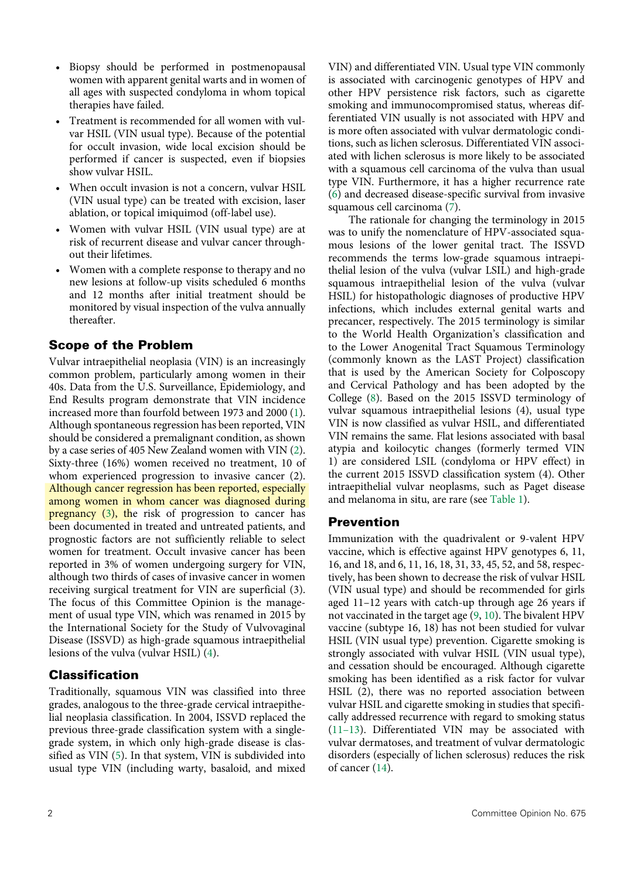- Biopsy should be performed in postmenopausal women with apparent genital warts and in women of all ages with suspected condyloma in whom topical therapies have failed.
- Treatment is recommended for all women with vulvar HSIL (VIN usual type). Because of the potential for occult invasion, wide local excision should be performed if cancer is suspected, even if biopsies show vulvar HSIL.
- When occult invasion is not a concern, vulvar HSIL (VIN usual type) can be treated with excision, laser ablation, or topical imiquimod (off-label use).
- Women with vulvar HSIL (VIN usual type) are at risk of recurrent disease and vulvar cancer throughout their lifetimes.
- Women with a complete response to therapy and no new lesions at follow-up visits scheduled 6 months and 12 months after initial treatment should be monitored by visual inspection of the vulva annually thereafter.

## Scope of the Problem

Vulvar intraepithelial neoplasia (VIN) is an increasingly common problem, particularly among women in their 40s. Data from the U.S. Surveillance, Epidemiology, and End Results program demonstrate that VIN incidence increased more than fourfold between 1973 and 2000 (1). Although spontaneous regression has been reported, VIN should be considered a premalignant condition, as shown by a case series of 405 New Zealand women with VIN (2). Sixty-three (16%) women received no treatment, 10 of whom experienced progression to invasive cancer (2). Although cancer regression has been reported, especially among women in whom cancer was diagnosed during pregnancy (3), the risk of progression to cancer has been documented in treated and untreated patients, and prognostic factors are not sufficiently reliable to select women for treatment. Occult invasive cancer has been reported in 3% of women undergoing surgery for VIN, although two thirds of cases of invasive cancer in women receiving surgical treatment for VIN are superficial (3). The focus of this Committee Opinion is the management of usual type VIN, which was renamed in 2015 by the International Society for the Study of Vulvovaginal Disease (ISSVD) as high-grade squamous intraepithelial lesions of the vulva (vulvar HSIL) (4).

## Classification

Traditionally, squamous VIN was classified into three grades, analogous to the three-grade cervical intraepithelial neoplasia classification. In 2004, ISSVD replaced the previous three-grade classification system with a single-grade system, in which only high-grade disease is classified as VIN (5). In that system, VIN is subdivided into usual type VIN (including warty, basaloid, and mixed VIN) and differentiated VIN. Usual type VIN commonly is associated with carcinogenic genotypes of HPV and other HPV persistence risk factors, such as cigarette smoking and immunocompromised status, whereas differentiated VIN usually is not associated with HPV and is more often associated with vulvar dermatologic conditions, such as lichen sclerosus. Differentiated VIN associated with lichen sclerosus is more likely to be associated with a squamous cell carcinoma of the vulva than usual type VIN. Furthermore, it has a higher recurrence rate (6) and decreased disease-specific survival from invasive squamous cell carcinoma (7).

The rationale for changing the terminology in 2015 was to unify the nomenclature of HPV-associated squamous lesions of the lower genital tract. The ISSVD recommends the terms low-grade squamous intraepithelial lesion of the vulva (vulvar LSIL) and high-grade squamous intraepithelial lesion of the vulva (vulvar HSIL) for histopathologic diagnoses of productive HPV infections, which includes external genital warts and precancer, respectively. The 2015 terminology is similar to the World Health Organization's classification and to the Lower Anogenital Tract Squamous Terminology (commonly known as the LAST Project) classification that is used by the American Society for Colposcopy and Cervical Pathology and has been adopted by the College (8). Based on the 2015 ISSVD terminology of vulvar squamous intraepithelial lesions (4), usual type VIN is now classified as vulvar HSIL, and differentiated VIN remains the same. Flat lesions associated with basal atypia and koilocytic changes (formerly termed VIN 1) are considered LSIL (condyloma or HPV effect) in the current 2015 ISSVD classification system (4). Other intraepithelial vulvar neoplasms, such as Paget disease and melanoma in situ, are rare (see Table 1).

## Prevention

Immunization with the quadrivalent or 9-valent HPV vaccine, which is effective against HPV genotypes 6, 11, 16, and 18, and 6, 11, 16, 18, 31, 33, 45, 52, and 58, respectively, has been shown to decrease the risk of vulvar HSIL (VIN usual type) and should be recommended for girls aged 11–12 years with catch-up through age 26 years if not vaccinated in the target age (9, 10). The bivalent HPV vaccine (subtype 16, 18) has not been studied for vulvar HSIL (VIN usual type) prevention. Cigarette smoking is strongly associated with vulvar HSIL (VIN usual type), and cessation should be encouraged. Although cigarette smoking has been identified as a risk factor for vulvar HSIL (2), there was no reported association between vulvar HSIL and cigarette smoking in studies that specifically addressed recurrence with regard to smoking status (11–13). Differentiated VIN may be associated with vulvar dermatoses, and treatment of vulvar dermatologic disorders (especially of lichen sclerosus) reduces the risk of cancer (14).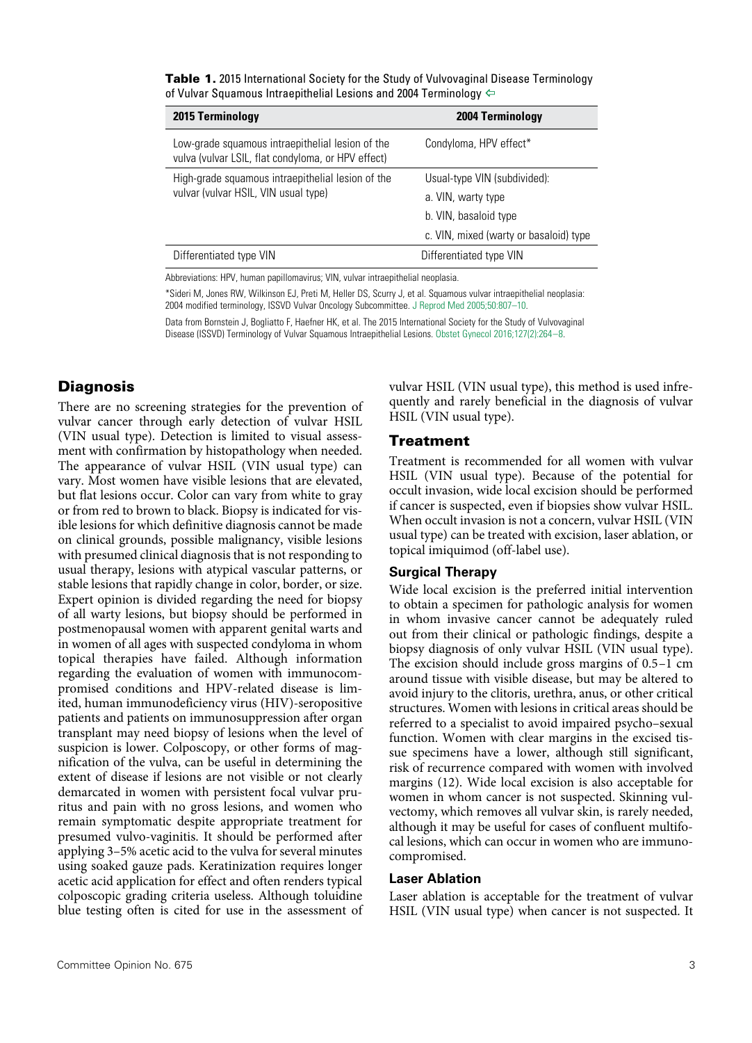**Table 1.** 2015 International Society for the Study of Vulvovaginal Disease Terminology of Vulvar Squamous Intraepithelial Lesions and 2004 Terminology ⇦

| 2015 Terminology | 2004 Terminology |
|---|---|
| Low-grade squamous intraepithelial lesion of the vulva (vulvar LSIL, flat condyloma, or HPV effect) | Condyloma, HPV effect* |
| High-grade squamous intraepithelial lesion of the vulvar (vulvar HSIL, VIN usual type) | Usual-type VIN (subdivided): |
| | a. VIN, warty type |
| | b. VIN, basaloid type |
| | c. VIN, mixed (warty or basaloid) type |
| Differentiated type VIN | Differentiated type VIN |

Abbreviations: HPV, human papillomavirus; VIN, vulvar intraepithelial neoplasia.

*Sideri M, Jones RW, Wilkinson EJ, Preti M, Heller DS, Scurry J, et al. Squamous vulvar intraepithelial neoplasia: 2004 modified terminology, ISSVD Vulvar Oncology Subcommittee. J Reprod Med 2005;50:807–10.

Data from Bornstein J, Bogliatto F, Haefner HK, et al. The 2015 International Society for the Study of Vulvovaginal Disease (ISSVD) Terminology of Vulvar Squamous Intraepithelial Lesions. Obstet Gynecol 2016;127(2):264–8.

## Diagnosis

There are no screening strategies for the prevention of vulvar cancer through early detection of vulvar HSIL (VIN usual type). Detection is limited to visual assessment with confirmation by histopathology when needed. The appearance of vulvar HSIL (VIN usual type) can vary. Most women have visible lesions that are elevated, but flat lesions occur. Color can vary from white to gray or from red to brown to black. Biopsy is indicated for visible lesions for which definitive diagnosis cannot be made on clinical grounds, possible malignancy, visible lesions with presumed clinical diagnosis that is not responding to usual therapy, lesions with atypical vascular patterns, or stable lesions that rapidly change in color, border, or size. Expert opinion is divided regarding the need for biopsy of all warty lesions, but biopsy should be performed in postmenopausal women with apparent genital warts and in women of all ages with suspected condyloma in whom topical therapies have failed. Although information regarding the evaluation of women with immunocompromised conditions and HPV-related disease is limited, human immunodeficiency virus (HIV)-seropositive patients and patients on immunosuppression after organ transplant may need biopsy of lesions when the level of suspicion is lower. Colposcopy, or other forms of magnification of the vulva, can be useful in determining the extent of disease if lesions are not visible or not clearly demarcated in women with persistent focal vulvar pruritus and pain with no gross lesions, and women who remain symptomatic despite appropriate treatment for presumed vulvo-vaginitis. It should be performed after applying 3–5% acetic acid to the vulva for several minutes using soaked gauze pads. Keratinization requires longer acetic acid application for effect and often renders typical colposcopic grading criteria useless. Although toluidine blue testing often is cited for use in the assessment of vulvar HSIL (VIN usual type), this method is used infrequently and rarely beneficial in the diagnosis of vulvar HSIL (VIN usual type).

## Treatment

Treatment is recommended for all women with vulvar HSIL (VIN usual type). Because of the potential for occult invasion, wide local excision should be performed if cancer is suspected, even if biopsies show vulvar HSIL. When occult invasion is not a concern, vulvar HSIL (VIN usual type) can be treated with excision, laser ablation, or topical imiquimod (off-label use).

### Surgical Therapy

Wide local excision is the preferred initial intervention to obtain a specimen for pathologic analysis for women in whom invasive cancer cannot be adequately ruled out from their clinical or pathologic findings, despite a biopsy diagnosis of only vulvar HSIL (VIN usual type). The excision should include gross margins of 0.5–1 cm around tissue with visible disease, but may be altered to avoid injury to the clitoris, urethra, anus, or other critical structures. Women with lesions in critical areas should be referred to a specialist to avoid impaired psycho–sexual function. Women with clear margins in the excised tissue specimens have a lower, although still significant, risk of recurrence compared with women with involved margins (12). Wide local excision is also acceptable for women in whom cancer is not suspected. Skinning vulvectomy, which removes all vulvar skin, is rarely needed, although it may be useful for cases of confluent multifocal lesions, which can occur in women who are immunocompromised.

### Laser Ablation

Laser ablation is acceptable for the treatment of vulvar HSIL (VIN usual type) when cancer is not suspected. It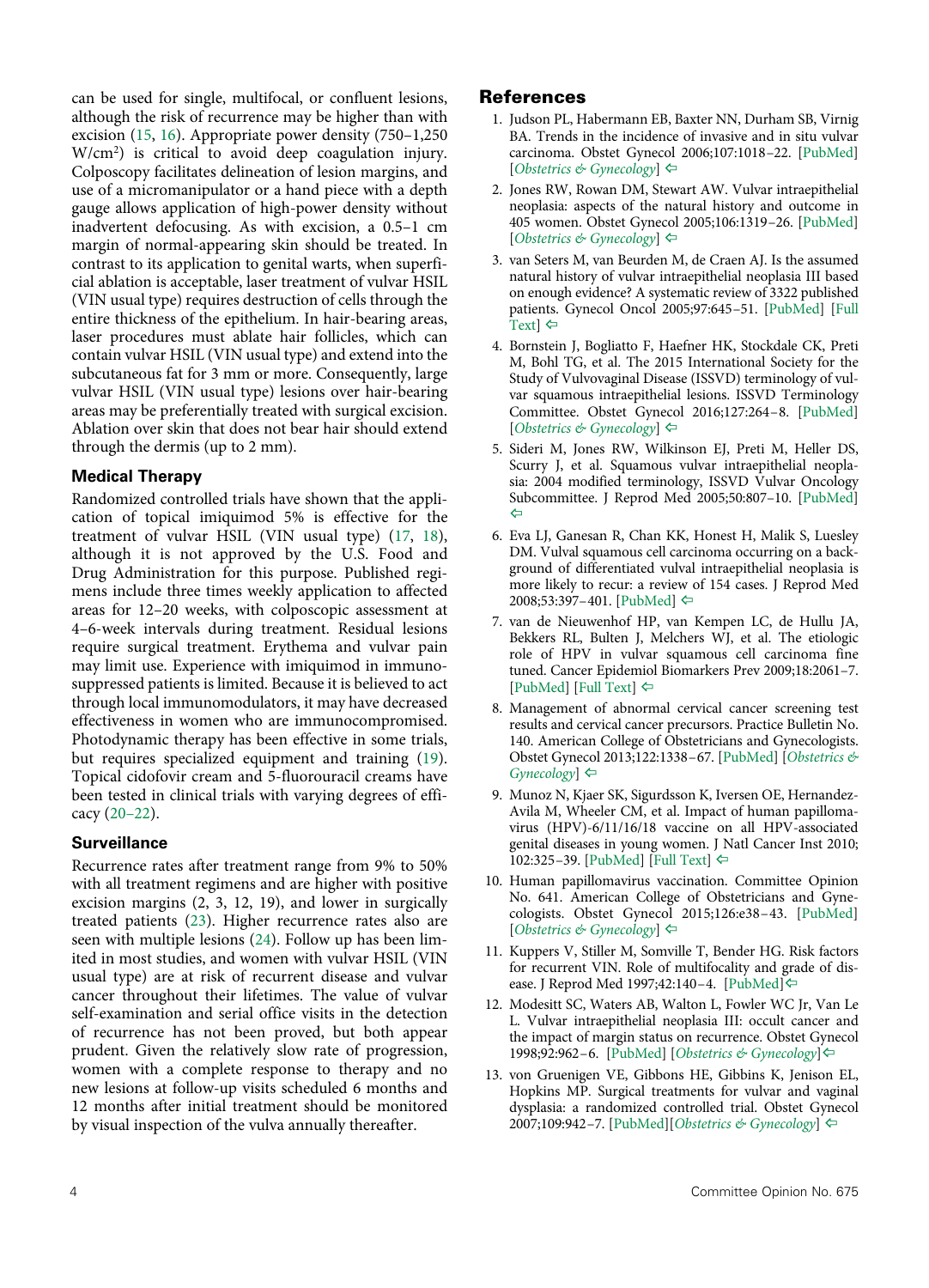can be used for single, multifocal, or confluent lesions, although the risk of recurrence may be higher than with excision (15, 16). Appropriate power density (750–1,250 W/cm$^2$) is critical to avoid deep coagulation injury. Colposcopy facilitates delineation of lesion margins, and use of a micromanipulator or a hand piece with a depth gauge allows application of high-power density without inadvertent defocusing. As with excision, a 0.5–1 cm margin of normal-appearing skin should be treated. In contrast to its application to genital warts, when superficial ablation is acceptable, laser treatment of vulvar HSIL (VIN usual type) requires destruction of cells through the entire thickness of the epithelium. In hair-bearing areas, laser procedures must ablate hair follicles, which can contain vulvar HSIL (VIN usual type) and extend into the subcutaneous fat for 3 mm or more. Consequently, large vulvar HSIL (VIN usual type) lesions over hair-bearing areas may be preferentially treated with surgical excision. Ablation over skin that does not bear hair should extend through the dermis (up to 2 mm).

### Medical Therapy

Randomized controlled trials have shown that the application of topical imiquimod 5% is effective for the treatment of vulvar HSIL (VIN usual type) (17, 18), although it is not approved by the U.S. Food and Drug Administration for this purpose. Published regimens include three times weekly application to affected areas for 12–20 weeks, with colposcopic assessment at 4–6-week intervals during treatment. Residual lesions require surgical treatment. Erythema and vulvar pain may limit use. Experience with imiquimod in immunosuppressed patients is limited. Because it is believed to act through local immunomodulators, it may have decreased effectiveness in women who are immunocompromised. Photodynamic therapy has been effective in some trials, but requires specialized equipment and training (19). Topical cidofovir cream and 5-fluorouracil creams have been tested in clinical trials with varying degrees of efficacy (20–22).

### Surveillance

Recurrence rates after treatment range from 9% to 50% with all treatment regimens and are higher with positive excision margins (2, 3, 12, 19), and lower in surgically treated patients (23). Higher recurrence rates also are seen with multiple lesions (24). Follow up has been limited in most studies, and women with vulvar HSIL (VIN usual type) are at risk of recurrent disease and vulvar cancer throughout their lifetimes. The value of vulvar self-examination and serial office visits in the detection of recurrence has not been proved, but both appear prudent. Given the relatively slow rate of progression, women with a complete response to therapy and no new lesions at follow-up visits scheduled 6 months and 12 months after initial treatment should be monitored by visual inspection of the vulva annually thereafter.

## References

1. Judson PL, Habermann EB, Baxter NN, Durham SB, Virnig BA. Trends in the incidence of invasive and in situ vulvar carcinoma. Obstet Gynecol 2006;107:1018–22. [PubMed] [*Obstetrics & Gynecology*] ⇦
2. Jones RW, Rowan DM, Stewart AW. Vulvar intraepithelial neoplasia: aspects of the natural history and outcome in 405 women. Obstet Gynecol 2005;106:1319–26. [PubMed] [*Obstetrics & Gynecology*] ⇦
3. van Seters M, van Beurden M, de Craen AJ. Is the assumed natural history of vulvar intraepithelial neoplasia III based on enough evidence? A systematic review of 3322 published patients. Gynecol Oncol 2005;97:645–51. [PubMed] [Full Text] ⇦
4. Bornstein J, Bogliatto F, Haefner HK, Stockdale CK, Preti M, Bohl TG, et al. The 2015 International Society for the Study of Vulvovaginal Disease (ISSVD) terminology of vulvar squamous intraepithelial lesions. ISSVD Terminology Committee. Obstet Gynecol 2016;127:264–8. [PubMed] [*Obstetrics & Gynecology*] ⇦
5. Sideri M, Jones RW, Wilkinson EJ, Preti M, Heller DS, Scurry J, et al. Squamous vulvar intraepithelial neoplasia: 2004 modified terminology, ISSVD Vulvar Oncology Subcommittee. J Reprod Med 2005;50:807–10. [PubMed] ⇦
6. Eva LJ, Ganesan R, Chan KK, Honest H, Malik S, Luesley DM. Vulval squamous cell carcinoma occurring on a background of differentiated vulval intraepithelial neoplasia is more likely to recur: a review of 154 cases. J Reprod Med 2008;53:397–401. [PubMed] ⇦
7. van de Nieuwenhof HP, van Kempen LC, de Hullu JA, Bekkers RL, Bulten J, Melchers WJ, et al. The etiologic role of HPV in vulvar squamous cell carcinoma fine tuned. Cancer Epidemiol Biomarkers Prev 2009;18:2061–7. [PubMed] [Full Text] ⇦
8. Management of abnormal cervical cancer screening test results and cervical cancer precursors. Practice Bulletin No. 140. American College of Obstetricians and Gynecologists. Obstet Gynecol 2013;122:1338–67. [PubMed] [*Obstetrics & Gynecology*] ⇦
9. Munoz N, Kjaer SK, Sigurdsson K, Iversen OE, Hernandez-Avila M, Wheeler CM, et al. Impact of human papillomavirus (HPV)-6/11/16/18 vaccine on all HPV-associated genital diseases in young women. J Natl Cancer Inst 2010; 102:325–39. [PubMed] [Full Text] ⇦
10. Human papillomavirus vaccination. Committee Opinion No. 641. American College of Obstetricians and Gynecologists. Obstet Gynecol 2015;126:e38–43. [PubMed] [*Obstetrics & Gynecology*] ⇦
11. Kuppers V, Stiller M, Somville T, Bender HG. Risk factors for recurrent VIN. Role of multifocality and grade of disease. J Reprod Med 1997;42:140–4. [PubMed] ⇦
12. Modesitt SC, Waters AB, Walton L, Fowler WC Jr, Van Le L. Vulvar intraepithelial neoplasia III: occult cancer and the impact of margin status on recurrence. Obstet Gynecol 1998;92:962–6. [PubMed] [*Obstetrics & Gynecology*] ⇦
13. von Gruenigen VE, Gibbons HE, Gibbins K, Jenison EL, Hopkins MP. Surgical treatments for vulvar and vaginal dysplasia: a randomized controlled trial. Obstet Gynecol 2007;109:942–7. [PubMed] [*Obstetrics & Gynecology*] ⇦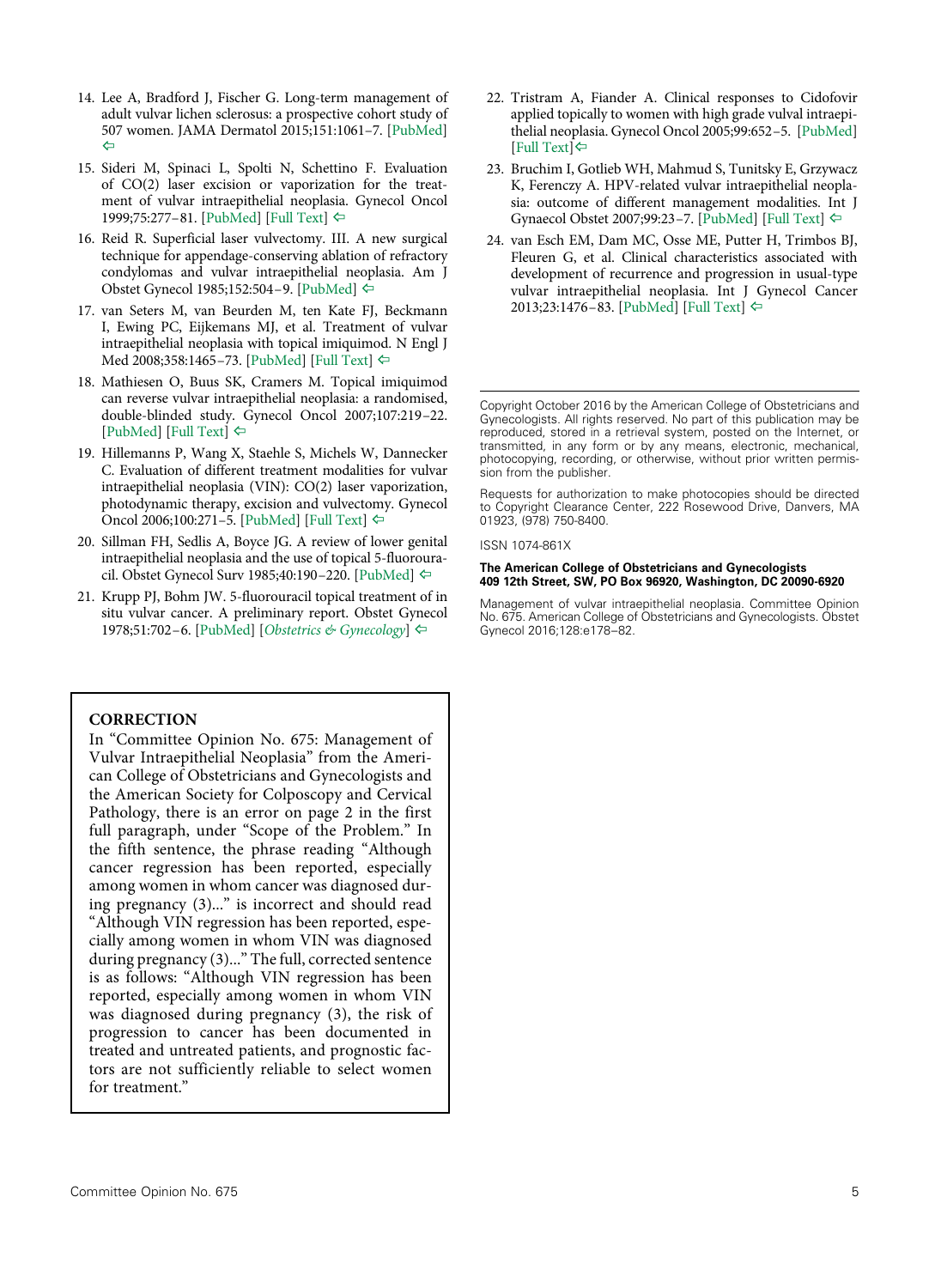14. Lee A, Bradford J, Fischer G. Long-term management of adult vulvar lichen sclerosus: a prospective cohort study of 507 women. JAMA Dermatol 2015;151:1061–7. [PubMed] ⇦

15. Sideri M, Spinaci L, Spolti N, Schettino F. Evaluation of CO(2) laser excision or vaporization for the treatment of vulvar intraepithelial neoplasia. Gynecol Oncol 1999;75:277–81. [PubMed] [Full Text] ⇦

16. Reid R. Superficial laser vulvectomy. III. A new surgical technique for appendage-conserving ablation of refractory condylomas and vulvar intraepithelial neoplasia. Am J Obstet Gynecol 1985;152:504–9. [PubMed] ⇦

17. van Seters M, van Beurden M, ten Kate FJ, Beckmann I, Ewing PC, Eijkemans MJ, et al. Treatment of vulvar intraepithelial neoplasia with topical imiquimod. N Engl J Med 2008;358:1465–73. [PubMed] [Full Text] ⇦

18. Mathiesen O, Buus SK, Cramers M. Topical imiquimod can reverse vulvar intraepithelial neoplasia: a randomised, double-blinded study. Gynecol Oncol 2007;107:219–22. [PubMed] [Full Text] ⇦

19. Hillemanns P, Wang X, Staehle S, Michels W, Dannecker C. Evaluation of different treatment modalities for vulvar intraepithelial neoplasia (VIN): CO(2) laser vaporization, photodynamic therapy, excision and vulvectomy. Gynecol Oncol 2006;100:271–5. [PubMed] [Full Text] ⇦

20. Sillman FH, Sedlis A, Boyce JG. A review of lower genital intraepithelial neoplasia and the use of topical 5-fluorouracil. Obstet Gynecol Surv 1985;40:190–220. [PubMed] ⇦

21. Krupp PJ, Bohm JW. 5-fluorouracil topical treatment of in situ vulvar cancer. A preliminary report. Obstet Gynecol 1978;51:702–6. [PubMed] [*Obstetrics & Gynecology*] ⇦

22. Tristram A, Fiander A. Clinical responses to Cidofovir applied topically to women with high grade vulval intraepithelial neoplasia. Gynecol Oncol 2005;99:652–5. [PubMed] [Full Text] ⇦

23. Bruchim I, Gotlieb WH, Mahmud S, Tunitsky E, Grzywacz K, Ferenczy A. HPV-related vulvar intraepithelial neoplasia: outcome of different management modalities. Int J Gynaecol Obstet 2007;99:23–7. [PubMed] [Full Text] ⇦

24. van Esch EM, Dam MC, Osse ME, Putter H, Trimbos BJ, Fleuren G, et al. Clinical characteristics associated with development of recurrence and progression in usual-type vulvar intraepithelial neoplasia. Int J Gynecol Cancer 2013;23:1476–83. [PubMed] [Full Text] ⇦

## CORRECTION

In "Committee Opinion No. 675: Management of Vulvar Intraepithelial Neoplasia" from the American College of Obstetricians and Gynecologists and the American Society for Colposcopy and Cervical Pathology, there is an error on page 2 in the first full paragraph, under "Scope of the Problem." In the fifth sentence, the phrase reading "Although cancer regression has been reported, especially among women in whom cancer was diagnosed during pregnancy (3)..." is incorrect and should read "Although VIN regression has been reported, especially among women in whom VIN was diagnosed during pregnancy (3)..." The full, corrected sentence is as follows: "Although VIN regression has been reported, especially among women in whom VIN was diagnosed during pregnancy (3), the risk of progression to cancer has been documented in treated and untreated patients, and prognostic factors are not sufficiently reliable to select women for treatment."

Copyright October 2016 by the American College of Obstetricians and Gynecologists. All rights reserved. No part of this publication may be reproduced, stored in a retrieval system, posted on the Internet, or transmitted, in any form or by any means, electronic, mechanical, photocopying, recording, or otherwise, without prior written permission from the publisher.

Requests for authorization to make photocopies should be directed to Copyright Clearance Center, 222 Rosewood Drive, Danvers, MA 01923, (978) 750-8400.

ISSN 1074-861X

**The American College of Obstetricians and Gynecologists**
**409 12th Street, SW, PO Box 96920, Washington, DC 20090-6920**

Management of vulvar intraepithelial neoplasia. Committee Opinion No. 675. American College of Obstetricians and Gynecologists. Obstet Gynecol 2016;128:e178–82.